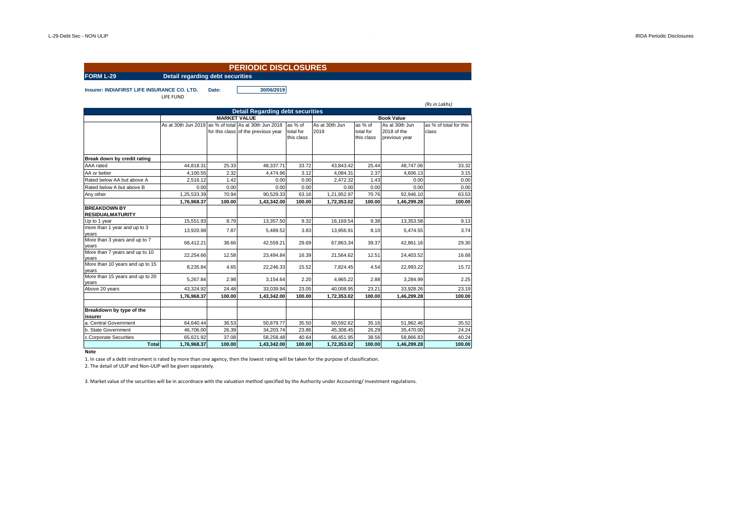# PERIODIC DISCLOSURES

**FORM L-29** **Detail regarding debt securities**

**Insurer: INDIAFIRST LIFE INSURANCE CO. LTD.** **Date:** **30/06/2019**

LIFE FUND

*(Rs in Lakhs)*

| **Detail Regarding debt securities** | | | | | | | | |
|---|---|---|---|---|---|---|---|---|
| | **MARKET VALUE** | | | | **Book Value** | | | |
| | As at 30th Jun 2019 | as % of total for this class | As at 30th Jun 2018 of the previous year | as % of total for this class | As at 30th Jun 2019 | as % of total for this class | As at 30th Jun 2018 of the previous year | as % of total for this class |
| **Break down by credit rating** | | | | | | | | |
| AAA rated | 44,818.31 | 25.33 | 48,337.71 | 33.72 | 43,843.42 | 25.44 | 48,747.06 | 33.32 |
| AA or better | 4,100.55 | 2.32 | 4,474.96 | 3.12 | 4,084.31 | 2.37 | 4,606.13 | 3.15 |
| Rated below AA but above A | 2,516.12 | 1.42 | 0.00 | 0.00 | 2,472.32 | 1.43 | 0.00 | 0.00 |
| Rated below A but above B | 0.00 | 0.00 | 0.00 | 0.00 | 0.00 | 0.00 | 0.00 | 0.00 |
| Any other | 1,25,533.39 | 70.94 | 90,529.33 | 63.16 | 1,21,952.97 | 70.76 | 92,946.10 | 63.53 |
| | **1,76,968.37** | **100.00** | **1,43,342.00** | **100.00** | **1,72,353.02** | **100.00** | **1,46,299.28** | **100.00** |
| **BREAKDOWN BY RESIDUALMATURITY** | | | | | | | | |
| Up to 1 year | 15,551.93 | 8.79 | 13,357.50 | 9.32 | 16,169.54 | 9.38 | 13,353.58 | 9.13 |
| more than 1 year and up to 3 years | 13,920.98 | 7.87 | 5,489.52 | 3.83 | 13,956.91 | 8.10 | 5,474.55 | 3.74 |
| More than 3 years and up to 7 years | 68,412.21 | 38.66 | 42,559.21 | 29.69 | 67,863.34 | 39.37 | 42,861.16 | 29.30 |
| More than 7 years and up to 10 years | 22,254.66 | 12.58 | 23,494.84 | 16.39 | 21,564.62 | 12.51 | 24,403.52 | 16.68 |
| More than 10 years and up to 15 years | 8,235.84 | 4.65 | 22,246.33 | 15.52 | 7,824.45 | 4.54 | 22,993.22 | 15.72 |
| More than 15 years and up to 20 years | 5,267.84 | 2.98 | 3,154.64 | 2.20 | 4,965.22 | 2.88 | 3,284.99 | 2.25 |
| Above 20 years | 43,324.92 | 24.48 | 33,039.94 | 23.05 | 40,008.95 | 23.21 | 33,928.26 | 23.19 |
| | **1,76,968.37** | **100.00** | **1,43,342.00** | **100.00** | **1,72,353.02** | **100.00** | **1,46,299.28** | **100.00** |
| | | | | | | | | |
| **Breakdown by type of the issurer** | | | | | | | | |
| a. Central Government | 64,640.44 | 36.53 | 50,879.77 | 35.50 | 60,592.62 | 35.16 | 51,962.46 | 35.52 |
| b. State Government | 46,706.00 | 26.39 | 34,203.74 | 23.86 | 45,308.45 | 26.29 | 35,470.00 | 24.24 |
| c.Corporate Securities | 65,621.92 | 37.08 | 58,258.48 | 40.64 | 66,451.95 | 38.56 | 58,866.83 | 40.24 |
| **Total** | **1,76,968.37** | **100.00** | **1,43,342.00** | **100.00** | **1,72,353.02** | **100.00** | **1,46,299.28** | **100.00** |

**Note**

1. In case of a debt instrument is rated by more than one agency, then the lowest rating will be taken for the purpose of classification.
2. The detail of ULIP and Non-ULIP will be given separately.
3. Market value of the securities will be in accordnace with the valuation method specified by the Authority under Accounting/ Investment regulations.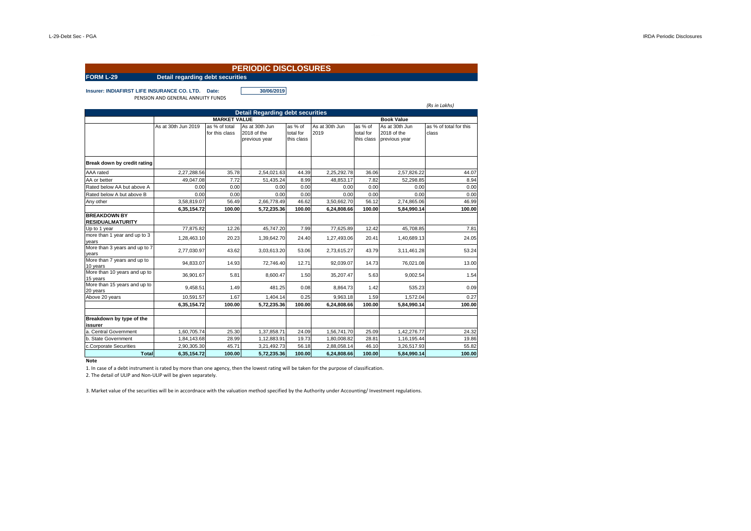# PERIODIC DISCLOSURES

**FORM L-29** **Detail regarding debt securities**

**Insurer: INDIAFIRST LIFE INSURANCE CO. LTD.** **Date:** **30/06/2019**

PENSION AND GENERAL ANNUITY FUNDS

*(Rs in Lakhs)*

| Detail Regarding debt securities | | | | | | | | |
|---|---|---|---|---|---|---|---|---|
| | MARKET VALUE | | | | Book Value | | | |
| | As at 30th Jun 2019 | as % of total for this class | As at 30th Jun 2018 of the previous year | as % of total for this class | As at 30th Jun 2019 | as % of total for this class | As at 30th Jun 2018 of the previous year | as % of total for this class |
| **Break down by credit rating** | | | | | | | | |
| AAA rated | 2,27,288.56 | 35.78 | 2,54,021.63 | 44.39 | 2,25,292.78 | 36.06 | 2,57,826.22 | 44.07 |
| AA or better | 49,047.08 | 7.72 | 51,435.24 | 8.99 | 48,853.17 | 7.82 | 52,298.85 | 8.94 |
| Rated below AA but above A | 0.00 | 0.00 | 0.00 | 0.00 | 0.00 | 0.00 | 0.00 | 0.00 |
| Rated below A but above B | 0.00 | 0.00 | 0.00 | 0.00 | 0.00 | 0.00 | 0.00 | 0.00 |
| Any other | 3,58,819.07 | 56.49 | 2,66,778.49 | 46.62 | 3,50,662.70 | 56.12 | 2,74,865.06 | 46.99 |
| | **6,35,154.72** | **100.00** | **5,72,235.36** | **100.00** | **6,24,808.66** | **100.00** | **5,84,990.14** | **100.00** |
| **BREAKDOWN BY RESIDUALMATURITY** | | | | | | | | |
| Up to 1 year | 77,875.82 | 12.26 | 45,747.20 | 7.99 | 77,625.89 | 12.42 | 45,708.85 | 7.81 |
| more than 1 year and up to 3 years | 1,28,463.10 | 20.23 | 1,39,642.70 | 24.40 | 1,27,493.06 | 20.41 | 1,40,689.13 | 24.05 |
| More than 3 years and up to 7 years | 2,77,030.97 | 43.62 | 3,03,613.20 | 53.06 | 2,73,615.27 | 43.79 | 3,11,461.28 | 53.24 |
| More than 7 years and up to 10 years | 94,833.07 | 14.93 | 72,746.40 | 12.71 | 92,039.07 | 14.73 | 76,021.08 | 13.00 |
| More than 10 years and up to 15 years | 36,901.67 | 5.81 | 8,600.47 | 1.50 | 35,207.47 | 5.63 | 9,002.54 | 1.54 |
| More than 15 years and up to 20 years | 9,458.51 | 1.49 | 481.25 | 0.08 | 8,864.73 | 1.42 | 535.23 | 0.09 |
| Above 20 years | 10,591.57 | 1.67 | 1,404.14 | 0.25 | 9,963.18 | 1.59 | 1,572.04 | 0.27 |
| | **6,35,154.72** | **100.00** | **5,72,235.36** | **100.00** | **6,24,808.66** | **100.00** | **5,84,990.14** | **100.00** |
| **Breakdown by type of the issurer** | | | | | | | | |
| a. Central Government | 1,60,705.74 | 25.30 | 1,37,858.71 | 24.09 | 1,56,741.70 | 25.09 | 1,42,276.77 | 24.32 |
| b. State Government | 1,84,143.68 | 28.99 | 1,12,883.91 | 19.73 | 1,80,008.82 | 28.81 | 1,16,195.44 | 19.86 |
| c.Corporate Securities | 2,90,305.30 | 45.71 | 3,21,492.73 | 56.18 | 2,88,058.14 | 46.10 | 3,26,517.93 | 55.82 |
| **Total** | **6,35,154.72** | **100.00** | **5,72,235.36** | **100.00** | **6,24,808.66** | **100.00** | **5,84,990.14** | **100.00** |

**Note**

1. In case of a debt instrument is rated by more than one agency, then the lowest rating will be taken for the purpose of classification.
2. The detail of ULIP and Non-ULIP will be given separately.
3. Market value of the securities will be in accordnace with the valuation method specified by the Authority under Accounting/ Investment regulations.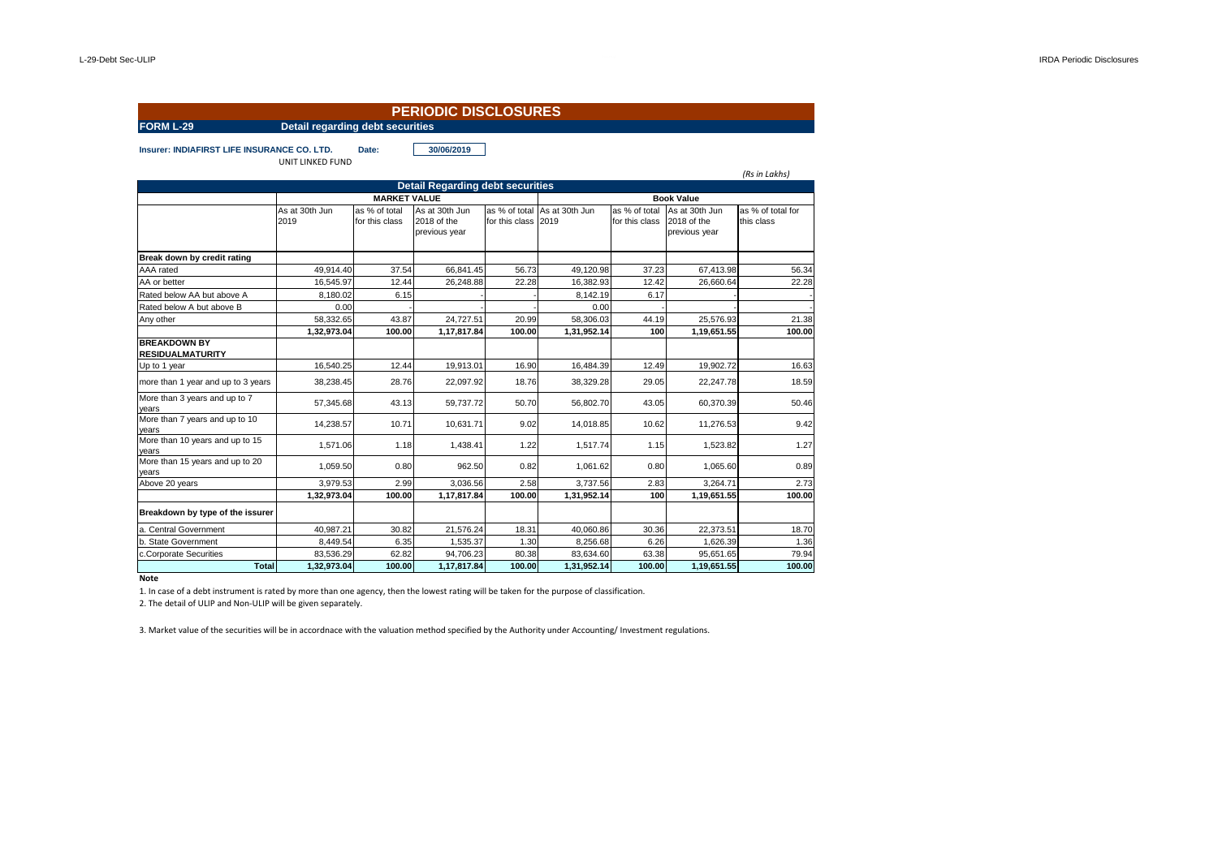# PERIODIC DISCLOSURES

**FORM L-29** **Detail regarding debt securities**

**Insurer: INDIAFIRST LIFE INSURANCE CO. LTD.** **Date:** **30/06/2019**

UNIT LINKED FUND

*(Rs in Lakhs)*

| Detail Regarding debt securities | MARKET VALUE | | | | Book Value | | | |
|---|---|---|---|---|---|---|---|---|
| | As at 30th Jun 2019 | as % of total for this class | As at 30th Jun 2018 of the previous year | as % of total for this class | As at 30th Jun 2019 | as % of total for this class | As at 30th Jun 2018 of the previous year | as % of total for this class |
| **Break down by credit rating** | | | | | | | | |
| AAA rated | 49,914.40 | 37.54 | 66,841.45 | 56.73 | 49,120.98 | 37.23 | 67,413.98 | 56.34 |
| AA or better | 16,545.97 | 12.44 | 26,248.88 | 22.28 | 16,382.93 | 12.42 | 26,660.64 | 22.28 |
| Rated below AA but above A | 8,180.02 | 6.15 | - | - | 8,142.19 | 6.17 | - | - |
| Rated below A but above B | 0.00 | - | - | - | 0.00 | - | - | - |
| Any other | 58,332.65 | 43.87 | 24,727.51 | 20.99 | 58,306.03 | 44.19 | 25,576.93 | 21.38 |
| | **1,32,973.04** | **100.00** | **1,17,817.84** | **100.00** | **1,31,952.14** | **100** | **1,19,651.55** | **100.00** |
| **BREAKDOWN BY RESIDUALMATURITY** | | | | | | | | |
| Up to 1 year | 16,540.25 | 12.44 | 19,913.01 | 16.90 | 16,484.39 | 12.49 | 19,902.72 | 16.63 |
| more than 1 year and up to 3 years | 38,238.45 | 28.76 | 22,097.92 | 18.76 | 38,329.28 | 29.05 | 22,247.78 | 18.59 |
| More than 3 years and up to 7 years | 57,345.68 | 43.13 | 59,737.72 | 50.70 | 56,802.70 | 43.05 | 60,370.39 | 50.46 |
| More than 7 years and up to 10 years | 14,238.57 | 10.71 | 10,631.71 | 9.02 | 14,018.85 | 10.62 | 11,276.53 | 9.42 |
| More than 10 years and up to 15 years | 1,571.06 | 1.18 | 1,438.41 | 1.22 | 1,517.74 | 1.15 | 1,523.82 | 1.27 |
| More than 15 years and up to 20 years | 1,059.50 | 0.80 | 962.50 | 0.82 | 1,061.62 | 0.80 | 1,065.60 | 0.89 |
| Above 20 years | 3,979.53 | 2.99 | 3,036.56 | 2.58 | 3,737.56 | 2.83 | 3,264.71 | 2.73 |
| | **1,32,973.04** | **100.00** | **1,17,817.84** | **100.00** | **1,31,952.14** | **100** | **1,19,651.55** | **100.00** |
| **Breakdown by type of the issurer** | | | | | | | | |
| a. Central Government | 40,987.21 | 30.82 | 21,576.24 | 18.31 | 40,060.86 | 30.36 | 22,373.51 | 18.70 |
| b. State Government | 8,449.54 | 6.35 | 1,535.37 | 1.30 | 8,256.68 | 6.26 | 1,626.39 | 1.36 |
| c.Corporate Securities | 83,536.29 | 62.82 | 94,706.23 | 80.38 | 83,634.60 | 63.38 | 95,651.65 | 79.94 |
| **Total** | **1,32,973.04** | **100.00** | **1,17,817.84** | **100.00** | **1,31,952.14** | **100.00** | **1,19,651.55** | **100.00** |

**Note**

1. In case of a debt instrument is rated by more than one agency, then the lowest rating will be taken for the purpose of classification.
2. The detail of ULIP and Non-ULIP will be given separately.
3. Market value of the securities will be in accordnace with the valuation method specified by the Authority under Accounting/ Investment regulations.